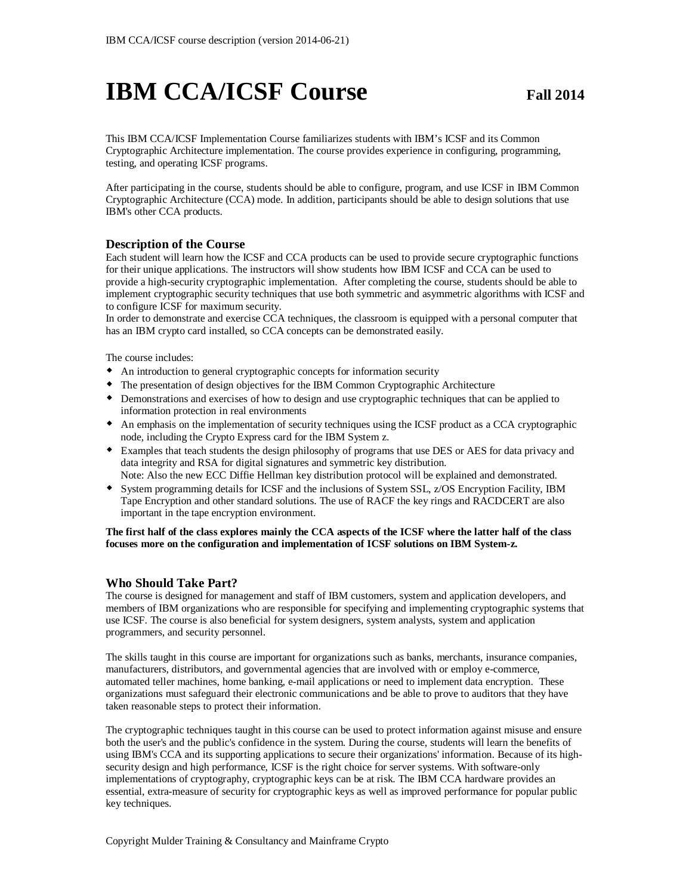# IBM CCA/ICSF Course

**Fall 2014**

This IBM CCA/ICSF Implementation Course familiarizes students with IBM's ICSF and its Common Cryptographic Architecture implementation. The course provides experience in configuring, programming, testing, and operating ICSF programs.

After participating in the course, students should be able to configure, program, and use ICSF in IBM Common Cryptographic Architecture (CCA) mode. In addition, participants should be able to design solutions that use IBM's other CCA products.

### Description of the Course

Each student will learn how the ICSF and CCA products can be used to provide secure cryptographic functions for their unique applications. The instructors will show students how IBM ICSF and CCA can be used to provide a high-security cryptographic implementation. After completing the course, students should be able to implement cryptographic security techniques that use both symmetric and asymmetric algorithms with ICSF and to configure ICSF for maximum security.
In order to demonstrate and exercise CCA techniques, the classroom is equipped with a personal computer that has an IBM crypto card installed, so CCA concepts can be demonstrated easily.

The course includes:

- An introduction to general cryptographic concepts for information security
- The presentation of design objectives for the IBM Common Cryptographic Architecture
- Demonstrations and exercises of how to design and use cryptographic techniques that can be applied to information protection in real environments
- An emphasis on the implementation of security techniques using the ICSF product as a CCA cryptographic node, including the Crypto Express card for the IBM System z.
- Examples that teach students the design philosophy of programs that use DES or AES for data privacy and data integrity and RSA for digital signatures and symmetric key distribution.
  Note: Also the new ECC Diffie Hellman key distribution protocol will be explained and demonstrated.
- System programming details for ICSF and the inclusions of System SSL, z/OS Encryption Facility, IBM Tape Encryption and other standard solutions. The use of RACF the key rings and RACDCERT are also important in the tape encryption environment.

**The first half of the class explores mainly the CCA aspects of the ICSF where the latter half of the class focuses more on the configuration and implementation of ICSF solutions on IBM System-z.**

### Who Should Take Part?

The course is designed for management and staff of IBM customers, system and application developers, and members of IBM organizations who are responsible for specifying and implementing cryptographic systems that use ICSF. The course is also beneficial for system designers, system analysts, system and application programmers, and security personnel.

The skills taught in this course are important for organizations such as banks, merchants, insurance companies, manufacturers, distributors, and governmental agencies that are involved with or employ e-commerce, automated teller machines, home banking, e-mail applications or need to implement data encryption. These organizations must safeguard their electronic communications and be able to prove to auditors that they have taken reasonable steps to protect their information.

The cryptographic techniques taught in this course can be used to protect information against misuse and ensure both the user's and the public's confidence in the system. During the course, students will learn the benefits of using IBM's CCA and its supporting applications to secure their organizations' information. Because of its high-security design and high performance, ICSF is the right choice for server systems. With software-only implementations of cryptography, cryptographic keys can be at risk. The IBM CCA hardware provides an essential, extra-measure of security for cryptographic keys as well as improved performance for popular public key techniques.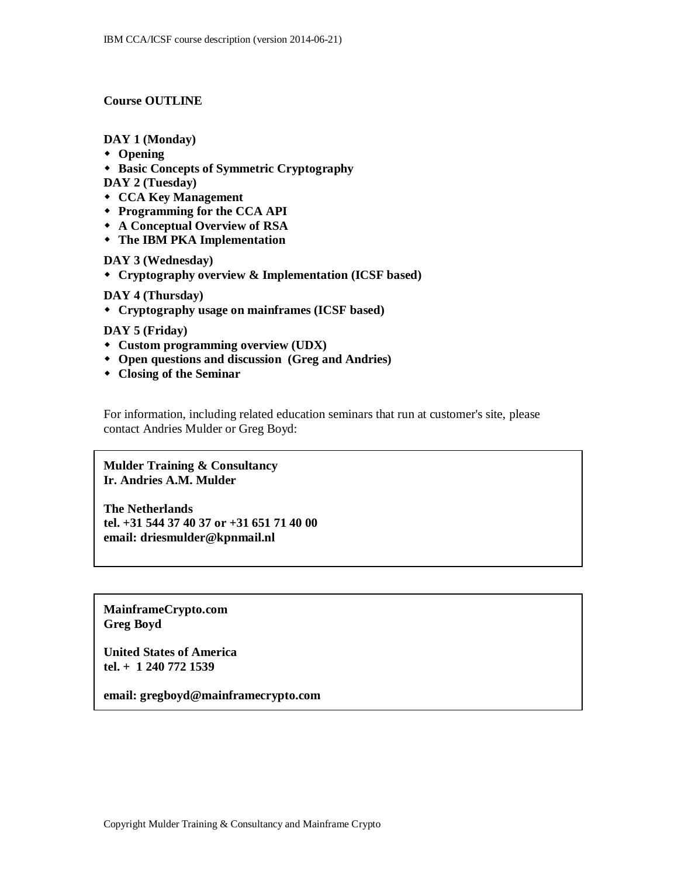**Course OUTLINE**

**DAY 1 (Monday)**

- **Opening**
- **Basic Concepts of Symmetric Cryptography**

**DAY 2 (Tuesday)**

- **CCA Key Management**
- **Programming for the CCA API**
- **A Conceptual Overview of RSA**
- **The IBM PKA Implementation**

**DAY 3 (Wednesday)**

- **Cryptography overview & Implementation (ICSF based)**

**DAY 4 (Thursday)**

- **Cryptography usage on mainframes (ICSF based)**

**DAY 5 (Friday)**

- **Custom programming overview (UDX)**
- **Open questions and discussion (Greg and Andries)**
- **Closing of the Seminar**

For information, including related education seminars that run at customer's site, please contact Andries Mulder or Greg Boyd:

**Mulder Training & Consultancy**
**Ir. Andries A.M. Mulder**

**The Netherlands**
**tel. +31 544 37 40 37 or +31 651 71 40 00**
**email: driesmulder@kpnmail.nl**

**MainframeCrypto.com**
**Greg Boyd**

**United States of America**
**tel. + 1 240 772 1539**

**email: gregboyd@mainframecrypto.com**